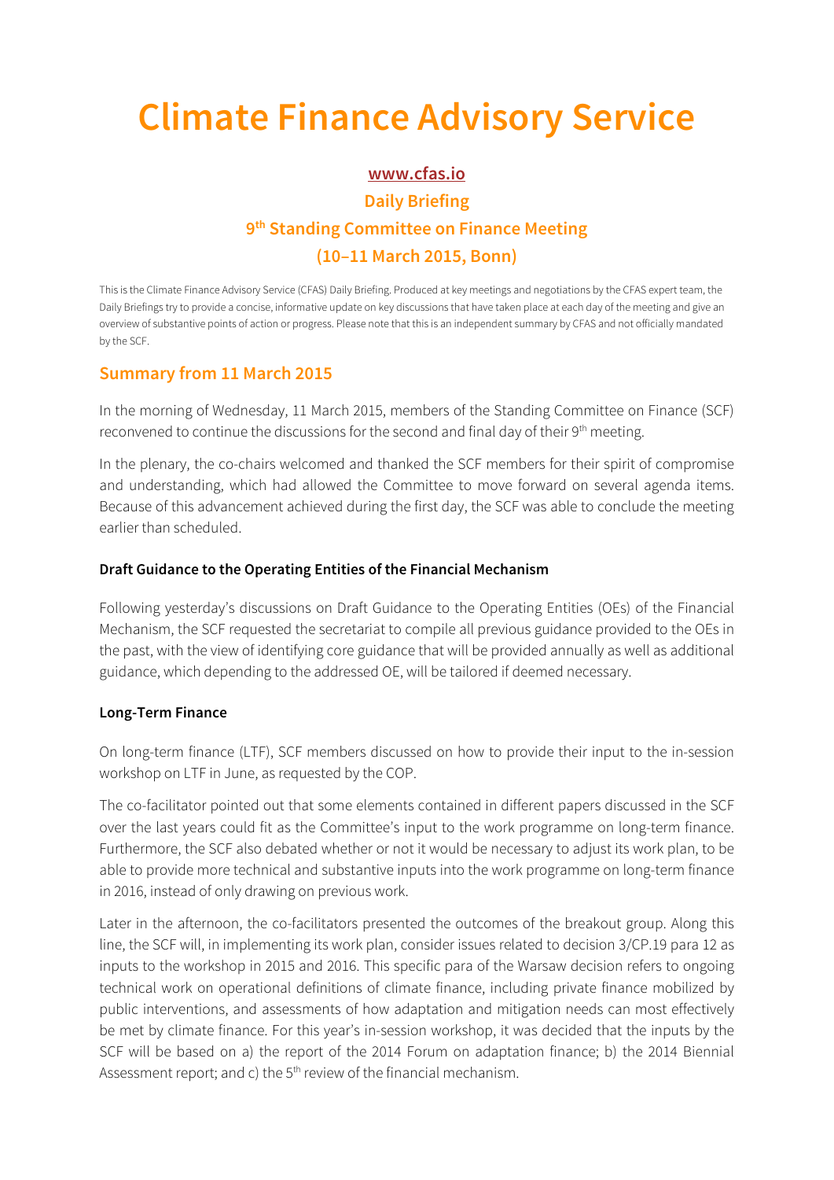# Climate Finance Advisory Service

**www.cfas.io**

**Daily Briefing**

**9th Standing Committee on Finance Meeting**

**(10–11 March 2015, Bonn)**

This is the Climate Finance Advisory Service (CFAS) Daily Briefing. Produced at key meetings and negotiations by the CFAS expert team, the Daily Briefings try to provide a concise, informative update on key discussions that have taken place at each day of the meeting and give an overview of substantive points of action or progress. Please note that this is an independent summary by CFAS and not officially mandated by the SCF.

## Summary from 11 March 2015

In the morning of Wednesday, 11 March 2015, members of the Standing Committee on Finance (SCF) reconvened to continue the discussions for the second and final day of their 9th meeting.

In the plenary, the co-chairs welcomed and thanked the SCF members for their spirit of compromise and understanding, which had allowed the Committee to move forward on several agenda items. Because of this advancement achieved during the first day, the SCF was able to conclude the meeting earlier than scheduled.

### Draft Guidance to the Operating Entities of the Financial Mechanism

Following yesterday's discussions on Draft Guidance to the Operating Entities (OEs) of the Financial Mechanism, the SCF requested the secretariat to compile all previous guidance provided to the OEs in the past, with the view of identifying core guidance that will be provided annually as well as additional guidance, which depending to the addressed OE, will be tailored if deemed necessary.

### Long-Term Finance

On long-term finance (LTF), SCF members discussed on how to provide their input to the in-session workshop on LTF in June, as requested by the COP.

The co-facilitator pointed out that some elements contained in different papers discussed in the SCF over the last years could fit as the Committee's input to the work programme on long-term finance. Furthermore, the SCF also debated whether or not it would be necessary to adjust its work plan, to be able to provide more technical and substantive inputs into the work programme on long-term finance in 2016, instead of only drawing on previous work.

Later in the afternoon, the co-facilitators presented the outcomes of the breakout group. Along this line, the SCF will, in implementing its work plan, consider issues related to decision 3/CP.19 para 12 as inputs to the workshop in 2015 and 2016. This specific para of the Warsaw decision refers to ongoing technical work on operational definitions of climate finance, including private finance mobilized by public interventions, and assessments of how adaptation and mitigation needs can most effectively be met by climate finance. For this year's in-session workshop, it was decided that the inputs by the SCF will be based on a) the report of the 2014 Forum on adaptation finance; b) the 2014 Biennial Assessment report; and c) the 5th review of the financial mechanism.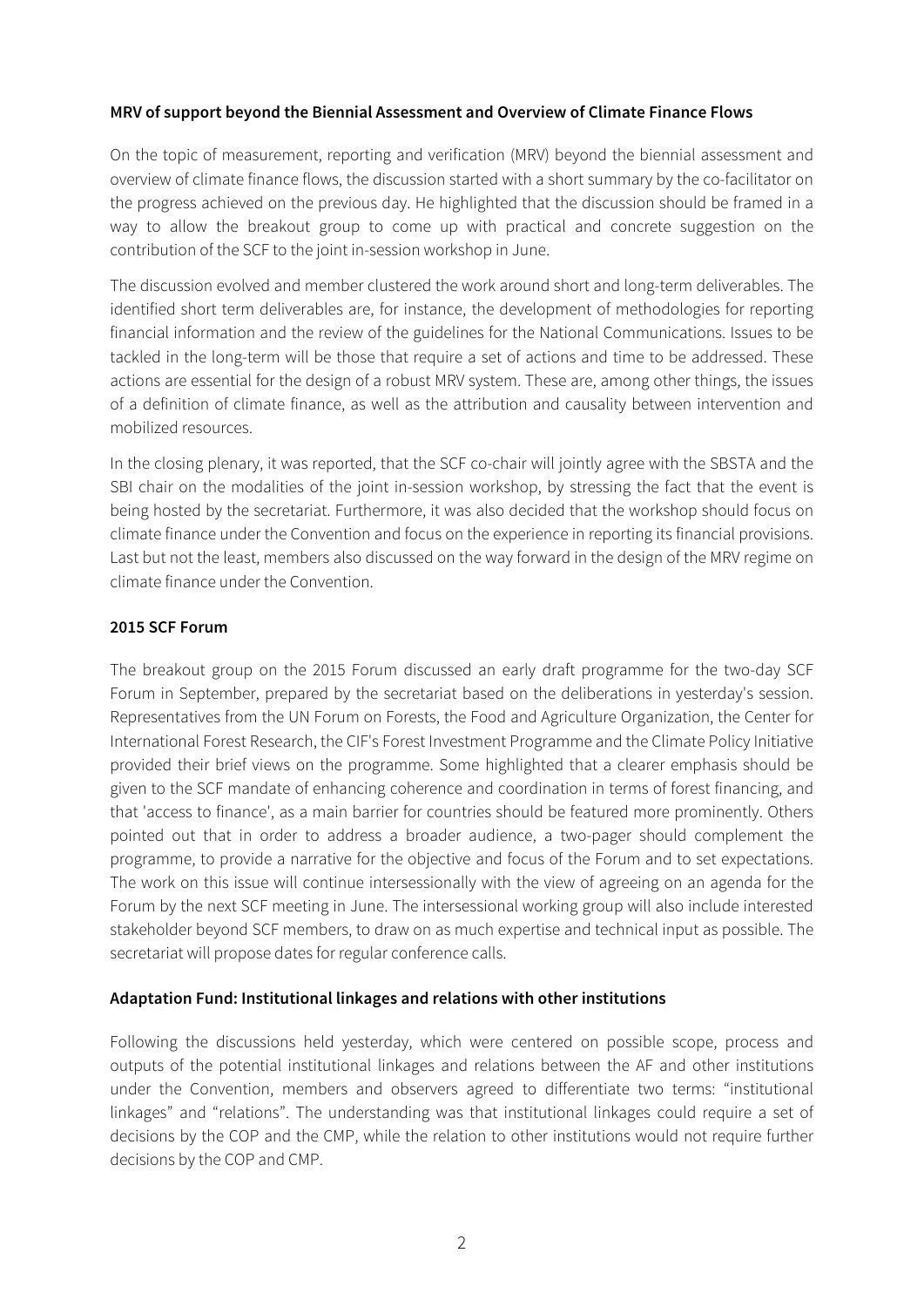**MRV of support beyond the Biennial Assessment and Overview of Climate Finance Flows**

On the topic of measurement, reporting and verification (MRV) beyond the biennial assessment and overview of climate finance flows, the discussion started with a short summary by the co-facilitator on the progress achieved on the previous day. He highlighted that the discussion should be framed in a way to allow the breakout group to come up with practical and concrete suggestion on the contribution of the SCF to the joint in-session workshop in June.

The discussion evolved and member clustered the work around short and long-term deliverables. The identified short term deliverables are, for instance, the development of methodologies for reporting financial information and the review of the guidelines for the National Communications. Issues to be tackled in the long-term will be those that require a set of actions and time to be addressed. These actions are essential for the design of a robust MRV system. These are, among other things, the issues of a definition of climate finance, as well as the attribution and causality between intervention and mobilized resources.

In the closing plenary, it was reported, that the SCF co-chair will jointly agree with the SBSTA and the SBI chair on the modalities of the joint in-session workshop, by stressing the fact that the event is being hosted by the secretariat. Furthermore, it was also decided that the workshop should focus on climate finance under the Convention and focus on the experience in reporting its financial provisions. Last but not the least, members also discussed on the way forward in the design of the MRV regime on climate finance under the Convention.

**2015 SCF Forum**

The breakout group on the 2015 Forum discussed an early draft programme for the two-day SCF Forum in September, prepared by the secretariat based on the deliberations in yesterday's session. Representatives from the UN Forum on Forests, the Food and Agriculture Organization, the Center for International Forest Research, the CIF's Forest Investment Programme and the Climate Policy Initiative provided their brief views on the programme. Some highlighted that a clearer emphasis should be given to the SCF mandate of enhancing coherence and coordination in terms of forest financing, and that 'access to finance', as a main barrier for countries should be featured more prominently. Others pointed out that in order to address a broader audience, a two-pager should complement the programme, to provide a narrative for the objective and focus of the Forum and to set expectations. The work on this issue will continue intersessionally with the view of agreeing on an agenda for the Forum by the next SCF meeting in June. The intersessional working group will also include interested stakeholder beyond SCF members, to draw on as much expertise and technical input as possible. The secretariat will propose dates for regular conference calls.

**Adaptation Fund: Institutional linkages and relations with other institutions**

Following the discussions held yesterday, which were centered on possible scope, process and outputs of the potential institutional linkages and relations between the AF and other institutions under the Convention, members and observers agreed to differentiate two terms: "institutional linkages" and "relations". The understanding was that institutional linkages could require a set of decisions by the COP and the CMP, while the relation to other institutions would not require further decisions by the COP and CMP.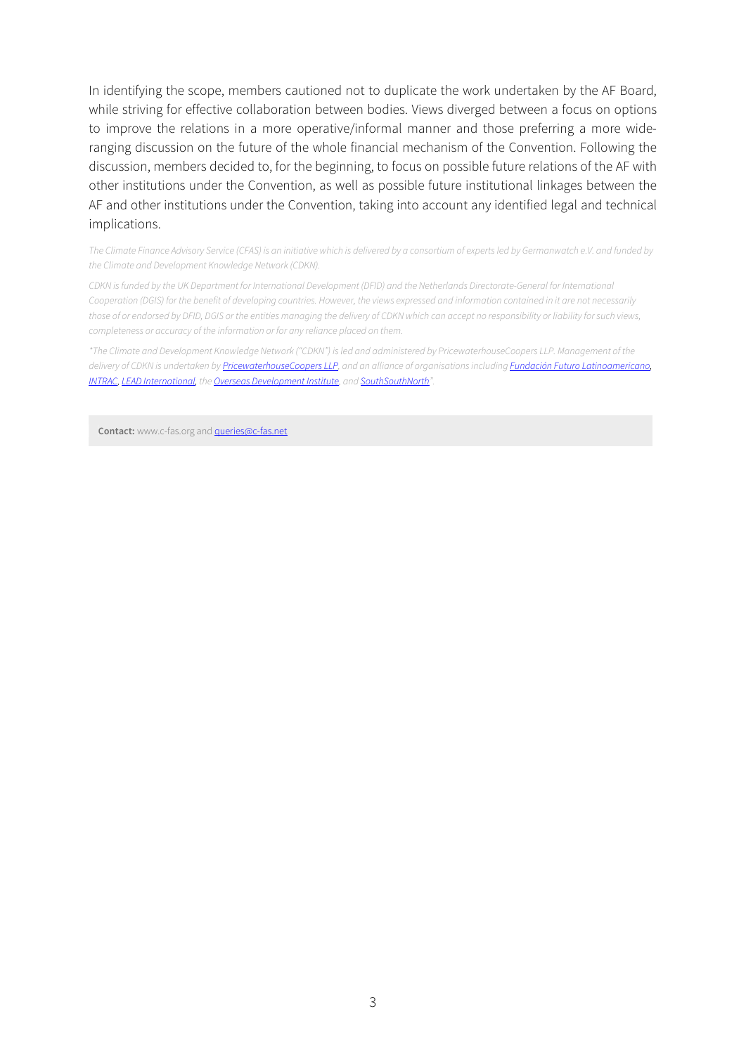In identifying the scope, members cautioned not to duplicate the work undertaken by the AF Board, while striving for effective collaboration between bodies. Views diverged between a focus on options to improve the relations in a more operative/informal manner and those preferring a more wide-ranging discussion on the future of the whole financial mechanism of the Convention. Following the discussion, members decided to, for the beginning, to focus on possible future relations of the AF with other institutions under the Convention, as well as possible future institutional linkages between the AF and other institutions under the Convention, taking into account any identified legal and technical implications.

*The Climate Finance Advisory Service (CFAS) is an initiative which is delivered by a consortium of experts led by Germanwatch e.V. and funded by the Climate and Development Knowledge Network (CDKN).*

*CDKN is funded by the UK Department for International Development (DFID) and the Netherlands Directorate-General for International Cooperation (DGIS) for the benefit of developing countries. However, the views expressed and information contained in it are not necessarily those of or endorsed by DFID, DGIS or the entities managing the delivery of CDKN which can accept no responsibility or liability for such views, completeness or accuracy of the information or for any reliance placed on them.*

*\*The Climate and Development Knowledge Network ("CDKN") is led and administered by PricewaterhouseCoopers LLP. Management of the delivery of CDKN is undertaken by PricewaterhouseCoopers LLP, and an alliance of organisations including Fundación Futuro Latinoamericano, INTRAC, LEAD International, the Overseas Development Institute, and SouthSouthNorth".*

**Contact:** www.c-fas.org and queries@c-fas.net